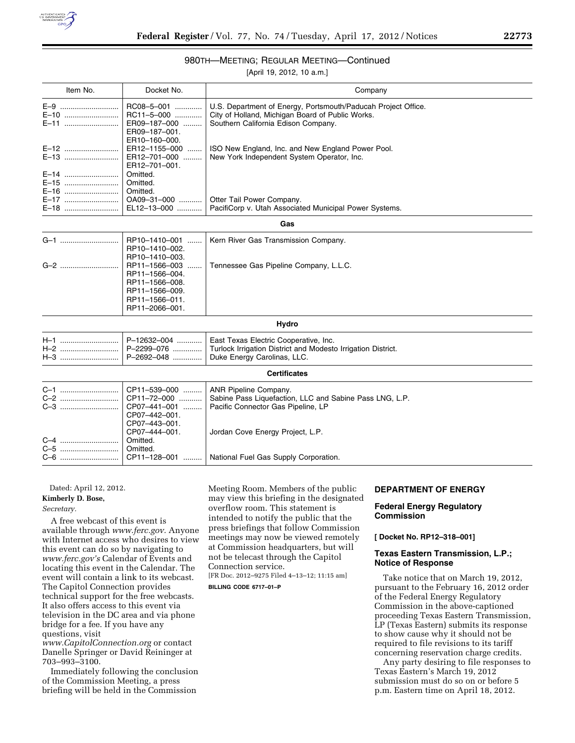980TH—MEETING; REGULAR MEETING—Continued

[April 19, 2012, 10 a.m.]

| Item No. | Docket No. | Company |
|---|---|---|
| E–9 | RC08–5–001 | U.S. Department of Energy, Portsmouth/Paducah Project Office. |
| E–10 | RC11–5–000 | City of Holland, Michigan Board of Public Works. |
| E–11 | ER09–187–000<br>ER09–187–001.<br>ER10–160–000. | Southern California Edison Company. |
| E–12 | ER12–1155–000 | ISO New England, Inc. and New England Power Pool. |
| E–13 | ER12–701–000<br>ER12–701–001. | New York Independent System Operator, Inc. |
| E–14 | Omitted. | |
| E–15 | Omitted. | |
| E–16 | Omitted. | |
| E–17 | OA09–31–000 | Otter Tail Power Company. |
| E–18 | EL12–13–000 | PacifiCorp v. Utah Associated Municipal Power Systems. |
| | **Gas** | |
| G–1 | RP10–1410–001<br>RP10–1410–002.<br>RP10–1410–003. | Kern River Gas Transmission Company. |
| G–2 | RP11–1566–003<br>RP11–1566–004.<br>RP11–1566–008.<br>RP11–1566–009.<br>RP11–1566–011.<br>RP11–2066–001. | Tennessee Gas Pipeline Company, L.L.C. |
| | **Hydro** | |
| H–1 | P–12632–004 | East Texas Electric Cooperative, Inc. |
| H–2 | P–2299–076 | Turlock Irrigation District and Modesto Irrigation District. |
| H–3 | P–2692–048 | Duke Energy Carolinas, LLC. |
| | **Certificates** | |
| C–1 | CP11–539–000 | ANR Pipeline Company. |
| C–2 | CP11–72–000 | Sabine Pass Liquefaction, LLC and Sabine Pass LNG, L.P. |
| C–3 | CP07–441–001<br>CP07–442–001.<br>CP07–443–001. | Pacific Connector Gas Pipeline, LP |
| | CP07–444–001. | Jordan Cove Energy Project, L.P. |
| C–4 | Omitted. | |
| C–5 | Omitted. | |
| C–6 | CP11–128–001 | National Fuel Gas Supply Corporation. |

Dated: April 12, 2012.

**Kimberly D. Bose,**

*Secretary.*

A free webcast of this event is available through *www.ferc.gov*. Anyone with Internet access who desires to view this event can do so by navigating to *www.ferc.gov's* Calendar of Events and locating this event in the Calendar. The event will contain a link to its webcast. The Capitol Connection provides technical support for the free webcasts. It also offers access to this event via television in the DC area and via phone bridge for a fee. If you have any questions, visit *www.CapitolConnection.org* or contact Danelle Springer or David Reininger at 703–993–3100.

Immediately following the conclusion of the Commission Meeting, a press briefing will be held in the Commission Meeting Room. Members of the public may view this briefing in the designated overflow room. This statement is intended to notify the public that the press briefings that follow Commission meetings may now be viewed remotely at Commission headquarters, but will not be telecast through the Capitol Connection service.

[FR Doc. 2012–9275 Filed 4–13–12; 11:15 am]

**BILLING CODE 6717–01–P**

## DEPARTMENT OF ENERGY

### Federal Energy Regulatory Commission

**[ Docket No. RP12–318–001]**

### Texas Eastern Transmission, L.P.; Notice of Response

Take notice that on March 19, 2012, pursuant to the February 16, 2012 order of the Federal Energy Regulatory Commission in the above-captioned proceeding Texas Eastern Transmission, LP (Texas Eastern) submits its response to show cause why it should not be required to file revisions to its tariff concerning reservation charge credits.

Any party desiring to file responses to Texas Eastern's March 19, 2012 submission must do so on or before 5 p.m. Eastern time on April 18, 2012.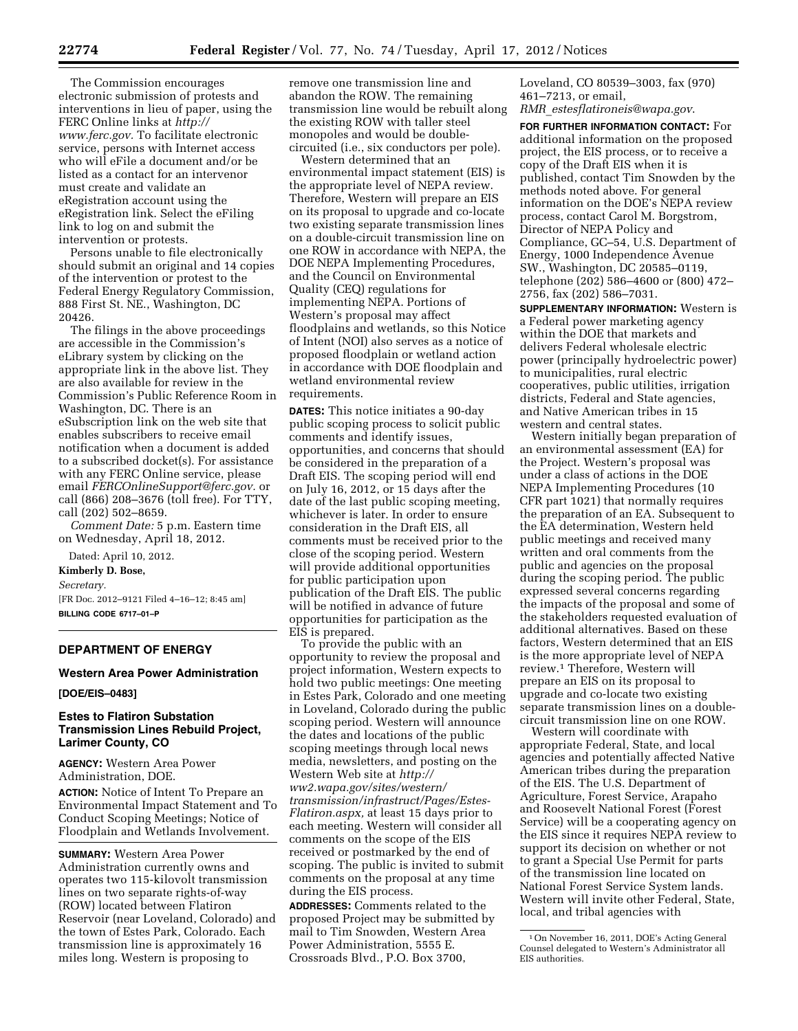The Commission encourages electronic submission of protests and interventions in lieu of paper, using the FERC Online links at *http://www.ferc.gov*. To facilitate electronic service, persons with Internet access who will eFile a document and/or be listed as a contact for an intervenor must create and validate an eRegistration account using the eRegistration link. Select the eFiling link to log on and submit the intervention or protests.

Persons unable to file electronically should submit an original and 14 copies of the intervention or protest to the Federal Energy Regulatory Commission, 888 First St. NE., Washington, DC 20426.

The filings in the above proceedings are accessible in the Commission's eLibrary system by clicking on the appropriate link in the above list. They are also available for review in the Commission's Public Reference Room in Washington, DC. There is an eSubscription link on the web site that enables subscribers to receive email notification when a document is added to a subscribed docket(s). For assistance with any FERC Online service, please email *FERCOnlineSupport@ferc.gov*. or call (866) 208–3676 (toll free). For TTY, call (202) 502–8659.

*Comment Date:* 5 p.m. Eastern time on Wednesday, April 18, 2012.

Dated: April 10, 2012.

**Kimberly D. Bose,**

*Secretary.*

[FR Doc. 2012–9121 Filed 4–16–12; 8:45 am]

**BILLING CODE 6717–01–P**

## DEPARTMENT OF ENERGY

### Western Area Power Administration

**[DOE/EIS–0483]**

### Estes to Flatiron Substation Transmission Lines Rebuild Project, Larimer County, CO

**AGENCY:** Western Area Power Administration, DOE.

**ACTION:** Notice of Intent To Prepare an Environmental Impact Statement and To Conduct Scoping Meetings; Notice of Floodplain and Wetlands Involvement.

**SUMMARY:** Western Area Power Administration currently owns and operates two 115-kilovolt transmission lines on two separate rights-of-way (ROW) located between Flatiron Reservoir (near Loveland, Colorado) and the town of Estes Park, Colorado. Each transmission line is approximately 16 miles long. Western is proposing to remove one transmission line and abandon the ROW. The remaining transmission line would be rebuilt along the existing ROW with taller steel monopoles and would be double-circuited (i.e., six conductors per pole).

Western determined that an environmental impact statement (EIS) is the appropriate level of NEPA review. Therefore, Western will prepare an EIS on its proposal to upgrade and co-locate two existing separate transmission lines on a double-circuit transmission line on one ROW in accordance with NEPA, the DOE NEPA Implementing Procedures, and the Council on Environmental Quality (CEQ) regulations for implementing NEPA. Portions of Western's proposal may affect floodplains and wetlands, so this Notice of Intent (NOI) also serves as a notice of proposed floodplain or wetland action in accordance with DOE floodplain and wetland environmental review requirements.

**DATES:** This notice initiates a 90-day public scoping process to solicit public comments and identify issues, opportunities, and concerns that should be considered in the preparation of a Draft EIS. The scoping period will end on July 16, 2012, or 15 days after the date of the last public scoping meeting, whichever is later. In order to ensure consideration in the Draft EIS, all comments must be received prior to the close of the scoping period. Western will provide additional opportunities for public participation upon publication of the Draft EIS. The public will be notified in advance of future opportunities for participation as the EIS is prepared.

To provide the public with an opportunity to review the proposal and project information, Western expects to hold two public meetings: One meeting in Estes Park, Colorado and one meeting in Loveland, Colorado during the public scoping period. Western will announce the dates and locations of the public scoping meetings through local news media, newsletters, and posting on the Western Web site at *http://ww2.wapa.gov/sites/western/transmission/infrastruct/Pages/Estes-Flatiron.aspx*, at least 15 days prior to each meeting. Western will consider all comments on the scope of the EIS received or postmarked by the end of scoping. The public is invited to submit comments on the proposal at any time during the EIS process.

**ADDRESSES:** Comments related to the proposed Project may be submitted by mail to Tim Snowden, Western Area Power Administration, 5555 E. Crossroads Blvd., P.O. Box 3700, Loveland, CO 80539–3003, fax (970) 461–7213, or email, *RMR_estesflatironeis@wapa.gov*.

**FOR FURTHER INFORMATION CONTACT:** For additional information on the proposed project, the EIS process, or to receive a copy of the Draft EIS when it is published, contact Tim Snowden by the methods noted above. For general information on the DOE's NEPA review process, contact Carol M. Borgstrom, Director of NEPA Policy and Compliance, GC–54, U.S. Department of Energy, 1000 Independence Avenue SW., Washington, DC 20585–0119, telephone (202) 586–4600 or (800) 472–2756, fax (202) 586–7031.

**SUPPLEMENTARY INFORMATION:** Western is a Federal power marketing agency within the DOE that markets and delivers Federal wholesale electric power (principally hydroelectric power) to municipalities, rural electric cooperatives, public utilities, irrigation districts, Federal and State agencies, and Native American tribes in 15 western and central states.

Western initially began preparation of an environmental assessment (EA) for the Project. Western's proposal was under a class of actions in the DOE NEPA Implementing Procedures (10 CFR part 1021) that normally requires the preparation of an EA. Subsequent to the EA determination, Western held public meetings and received many written and oral comments from the public and agencies on the proposal during the scoping period. The public expressed several concerns regarding the impacts of the proposal and some of the stakeholders requested evaluation of additional alternatives. Based on these factors, Western determined that an EIS is the more appropriate level of NEPA review.[1] Therefore, Western will prepare an EIS on its proposal to upgrade and co-locate two existing separate transmission lines on a double-circuit transmission line on one ROW.

Western will coordinate with appropriate Federal, State, and local agencies and potentially affected Native American tribes during the preparation of the EIS. The U.S. Department of Agriculture, Forest Service, Arapaho and Roosevelt National Forest (Forest Service) will be a cooperating agency on the EIS since it requires NEPA review to support its decision on whether or not to grant a Special Use Permit for parts of the transmission line located on National Forest Service System lands. Western will invite other Federal, State, local, and tribal agencies with

[1] On November 16, 2011, DOE's Acting General Counsel delegated to Western's Administrator all EIS authorities.